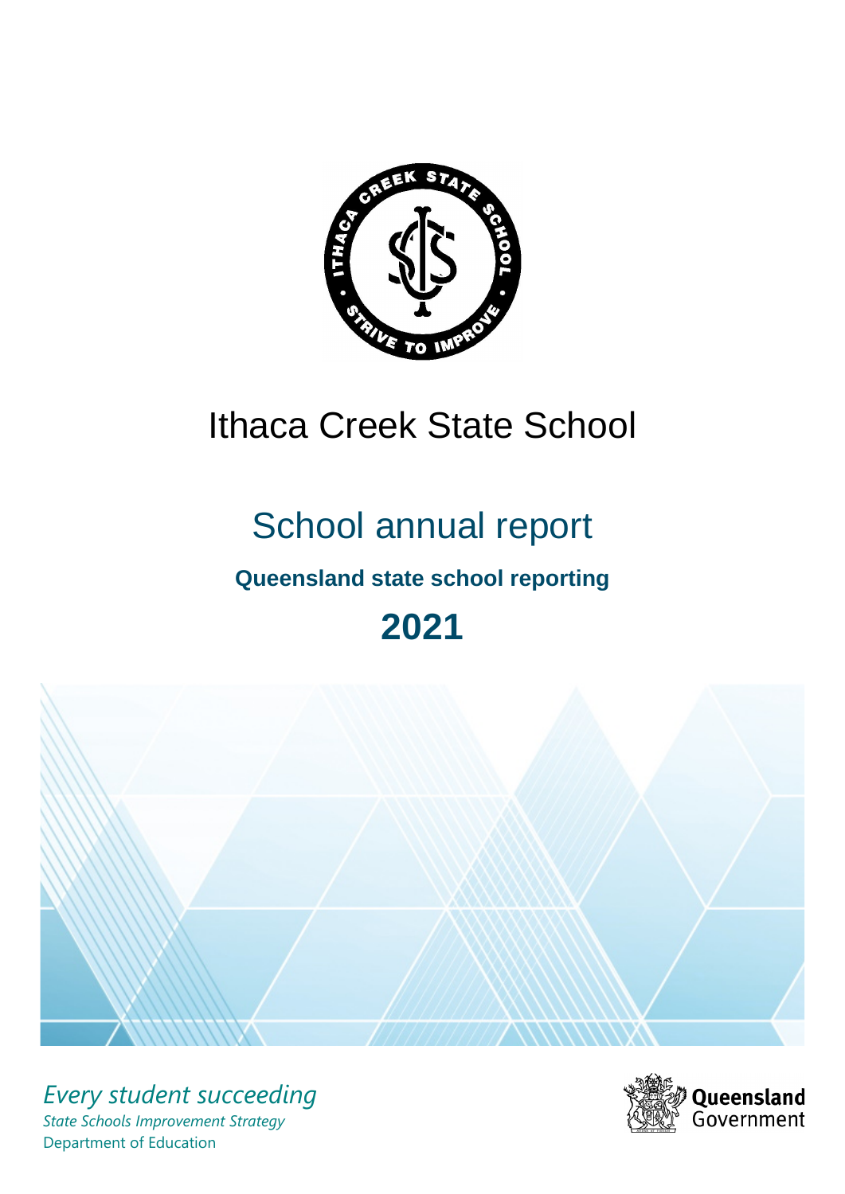# Ithaca Creek State School

## School annual report

### Queensland state school reporting

## 2021

*Every student succeeding*

*State Schools Improvement Strategy*

Department of Education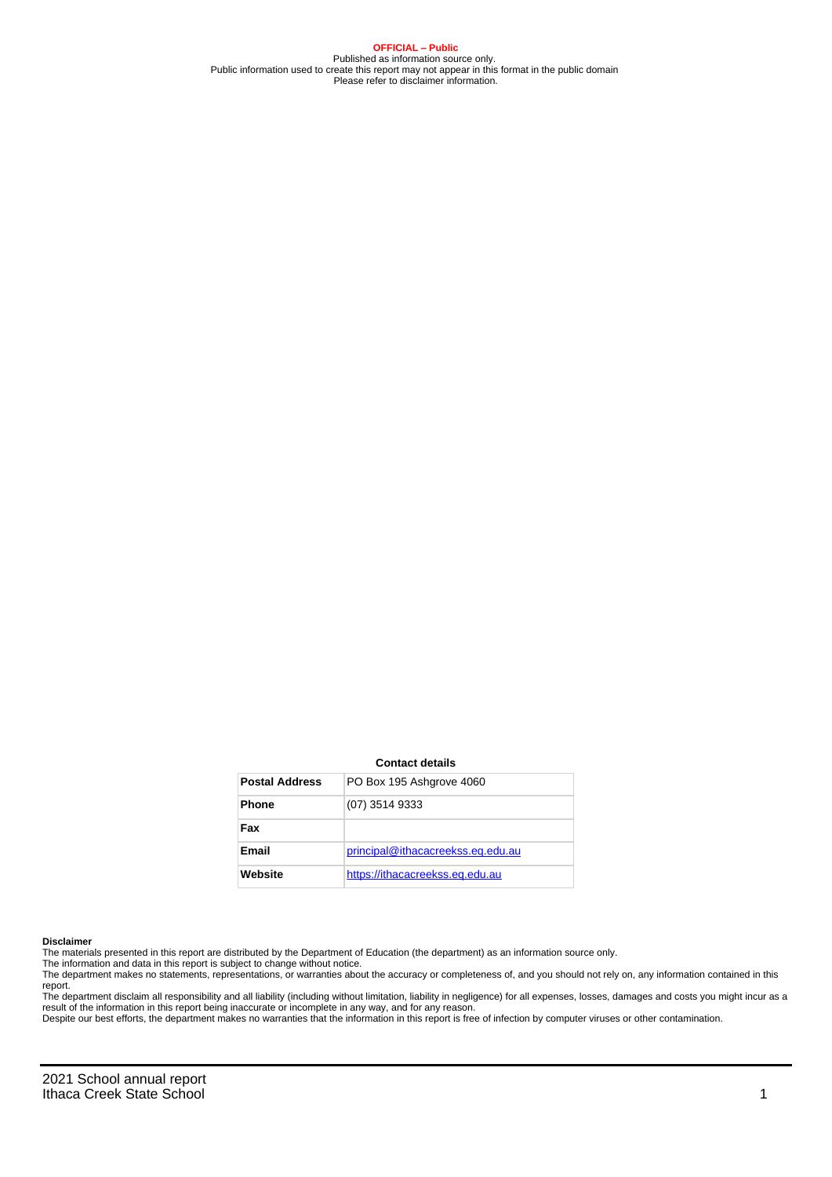**OFFICIAL – Public**
Published as information source only.
Public information used to create this report may not appear in this format in the public domain
Please refer to disclaimer information.

**Contact details**

| | |
|---|---|
| **Postal Address** | PO Box 195 Ashgrove 4060 |
| **Phone** | (07) 3514 9333 |
| **Fax** | |
| **Email** | principal@ithacacreekss.eq.edu.au |
| **Website** | https://ithacacreekss.eq.edu.au |

**Disclaimer**

The materials presented in this report are distributed by the Department of Education (the department) as an information source only.

The information and data in this report is subject to change without notice.

The department makes no statements, representations, or warranties about the accuracy or completeness of, and you should not rely on, any information contained in this report.

The department disclaim all responsibility and all liability (including without limitation, liability in negligence) for all expenses, losses, damages and costs you might incur as a result of the information in this report being inaccurate or incomplete in any way, and for any reason.

Despite our best efforts, the department makes no warranties that the information in this report is free of infection by computer viruses or other contamination.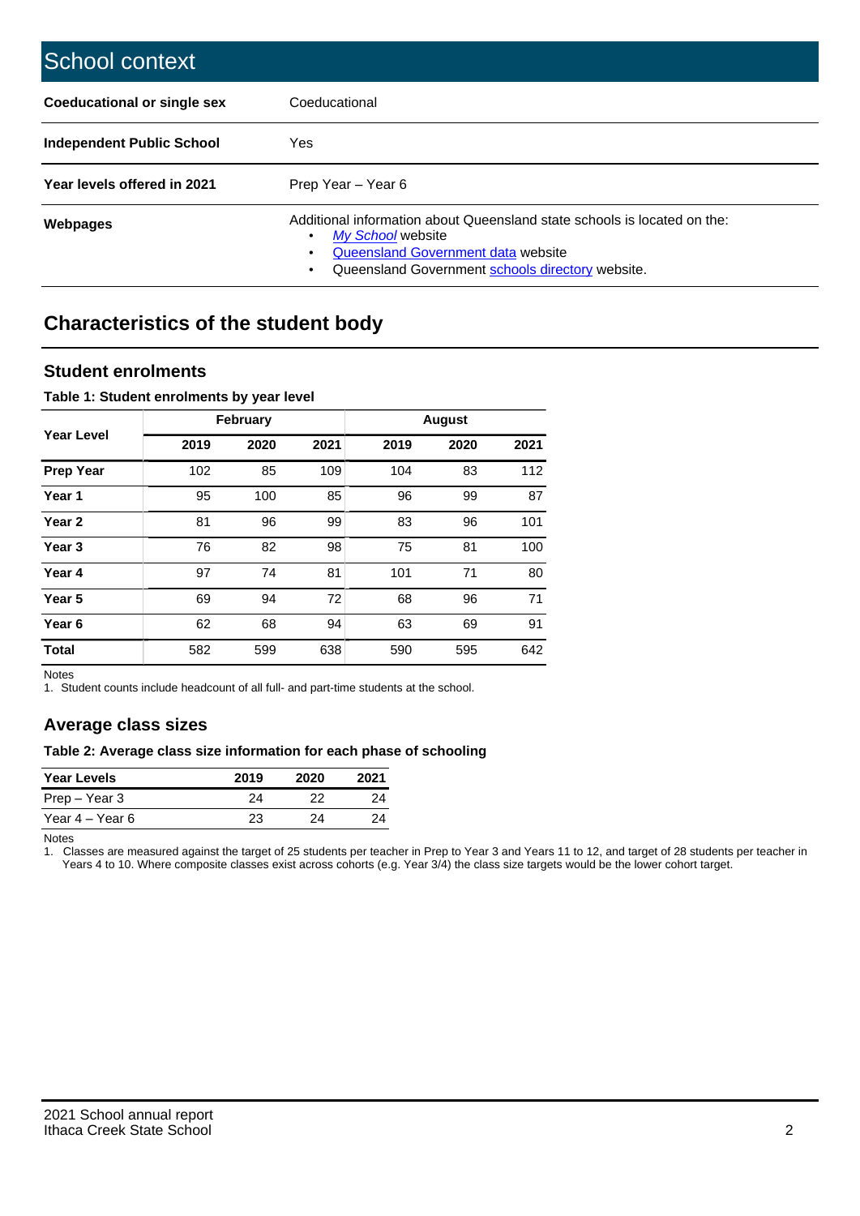# School context

| | |
|---|---|
| **Coeducational or single sex** | Coeducational |
| **Independent Public School** | Yes |
| **Year levels offered in 2021** | Prep Year – Year 6 |
| **Webpages** | Additional information about Queensland state schools is located on the: • *My School* website • Queensland Government data website • Queensland Government schools directory website. |

## Characteristics of the student body

### Student enrolments

**Table 1: Student enrolments by year level**

| Year Level | February | | | August | | |
|---|---|---|---|---|---|---|
| | 2019 | 2020 | 2021 | 2019 | 2020 | 2021 |
| **Prep Year** | 102 | 85 | 109 | 104 | 83 | 112 |
| **Year 1** | 95 | 100 | 85 | 96 | 99 | 87 |
| **Year 2** | 81 | 96 | 99 | 83 | 96 | 101 |
| **Year 3** | 76 | 82 | 98 | 75 | 81 | 100 |
| **Year 4** | 97 | 74 | 81 | 101 | 71 | 80 |
| **Year 5** | 69 | 94 | 72 | 68 | 96 | 71 |
| **Year 6** | 62 | 68 | 94 | 63 | 69 | 91 |
| **Total** | 582 | 599 | 638 | 590 | 595 | 642 |

Notes

1. Student counts include headcount of all full- and part-time students at the school.

### Average class sizes

**Table 2: Average class size information for each phase of schooling**

| Year Levels | 2019 | 2020 | 2021 |
|---|---|---|---|
| Prep – Year 3 | 24 | 22 | 24 |
| Year 4 – Year 6 | 23 | 24 | 24 |

Notes

1. Classes are measured against the target of 25 students per teacher in Prep to Year 3 and Years 11 to 12, and target of 28 students per teacher in Years 4 to 10. Where composite classes exist across cohorts (e.g. Year 3/4) the class size targets would be the lower cohort target.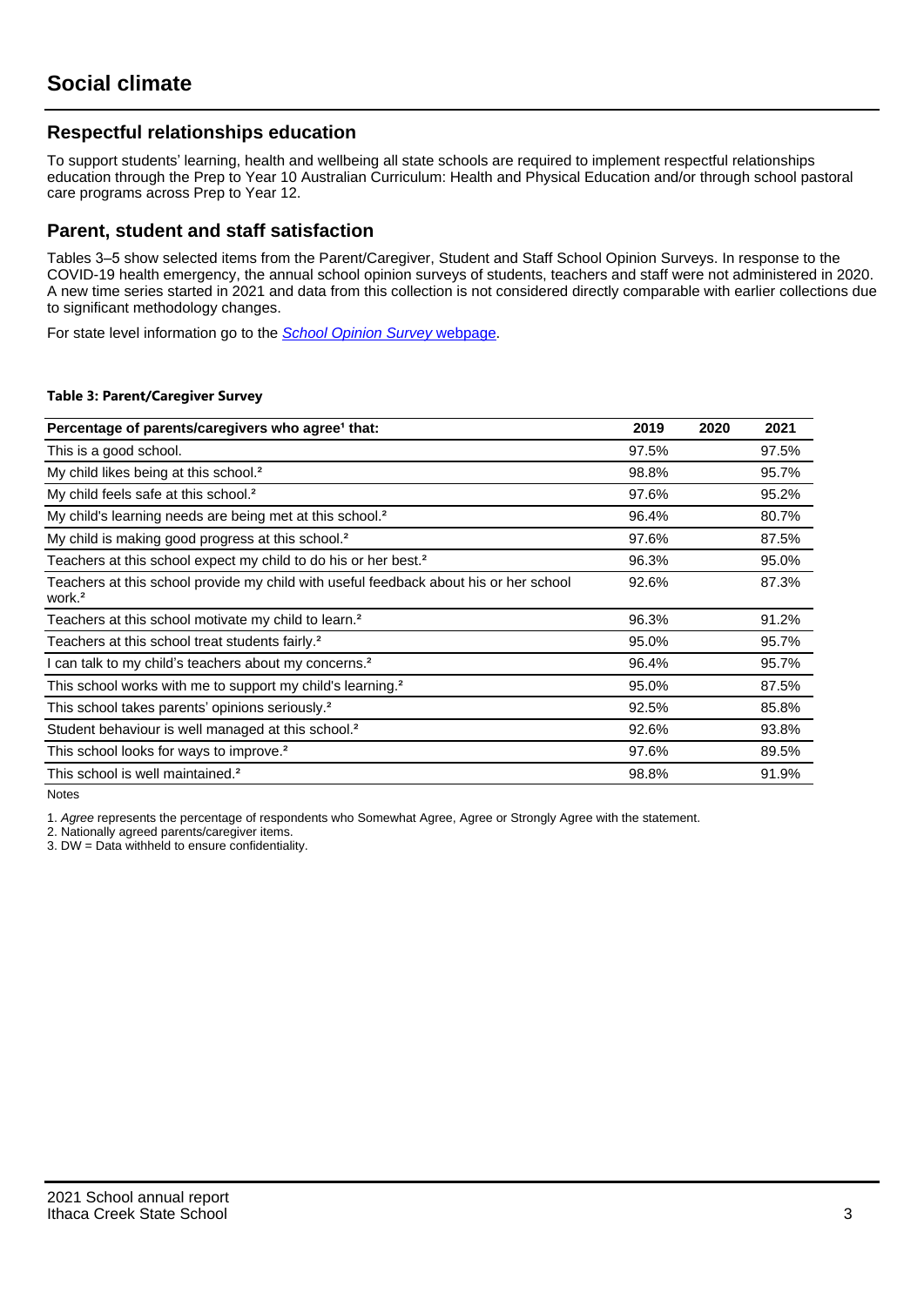# Social climate

## Respectful relationships education

To support students' learning, health and wellbeing all state schools are required to implement respectful relationships education through the Prep to Year 10 Australian Curriculum: Health and Physical Education and/or through school pastoral care programs across Prep to Year 12.

## Parent, student and staff satisfaction

Tables 3–5 show selected items from the Parent/Caregiver, Student and Staff School Opinion Surveys. In response to the COVID-19 health emergency, the annual school opinion surveys of students, teachers and staff were not administered in 2020. A new time series started in 2021 and data from this collection is not considered directly comparable with earlier collections due to significant methodology changes.

For state level information go to the *School Opinion Survey* webpage.

**Table 3: Parent/Caregiver Survey**

| Percentage of parents/caregivers who agree[1] that: | 2019 | 2020 | 2021 |
|---|---|---|---|
| This is a good school. | 97.5% | | 97.5% |
| My child likes being at this school.[2] | 98.8% | | 95.7% |
| My child feels safe at this school.[2] | 97.6% | | 95.2% |
| My child's learning needs are being met at this school.[2] | 96.4% | | 80.7% |
| My child is making good progress at this school.[2] | 97.6% | | 87.5% |
| Teachers at this school expect my child to do his or her best.[2] | 96.3% | | 95.0% |
| Teachers at this school provide my child with useful feedback about his or her school work.[2] | 92.6% | | 87.3% |
| Teachers at this school motivate my child to learn.[2] | 96.3% | | 91.2% |
| Teachers at this school treat students fairly.[2] | 95.0% | | 95.7% |
| I can talk to my child's teachers about my concerns.[2] | 96.4% | | 95.7% |
| This school works with me to support my child's learning.[2] | 95.0% | | 87.5% |
| This school takes parents' opinions seriously.[2] | 92.5% | | 85.8% |
| Student behaviour is well managed at this school.[2] | 92.6% | | 93.8% |
| This school looks for ways to improve.[2] | 97.6% | | 89.5% |
| This school is well maintained.[2] | 98.8% | | 91.9% |

Notes

1. *Agree* represents the percentage of respondents who Somewhat Agree, Agree or Strongly Agree with the statement.
2. Nationally agreed parents/caregiver items.
3. DW = Data withheld to ensure confidentiality.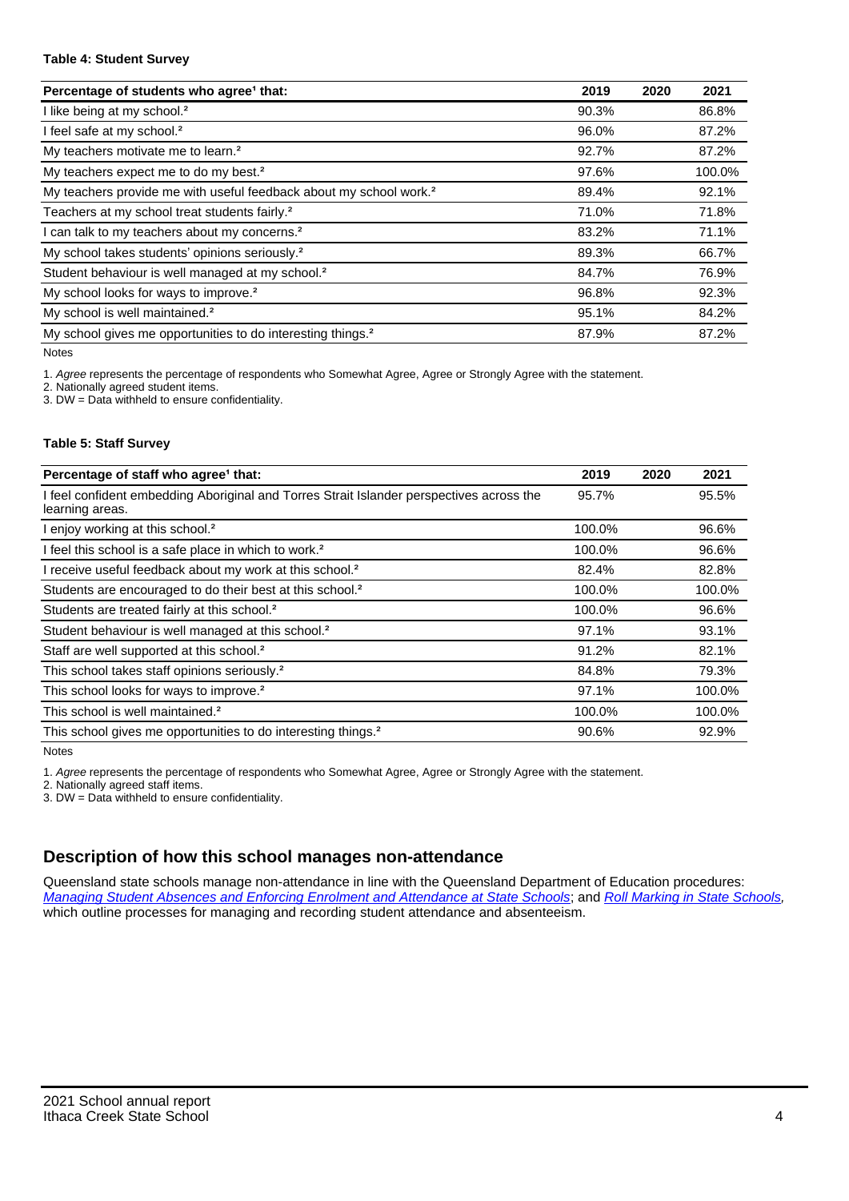**Table 4: Student Survey**

| Percentage of students who agree[1] that: | 2019 | 2020 | 2021 |
|---|---|---|---|
| I like being at my school.[2] | 90.3% | | 86.8% |
| I feel safe at my school.[2] | 96.0% | | 87.2% |
| My teachers motivate me to learn.[2] | 92.7% | | 87.2% |
| My teachers expect me to do my best.[2] | 97.6% | | 100.0% |
| My teachers provide me with useful feedback about my school work.[2] | 89.4% | | 92.1% |
| Teachers at my school treat students fairly.[2] | 71.0% | | 71.8% |
| I can talk to my teachers about my concerns.[2] | 83.2% | | 71.1% |
| My school takes students' opinions seriously.[2] | 89.3% | | 66.7% |
| Student behaviour is well managed at my school.[2] | 84.7% | | 76.9% |
| My school looks for ways to improve.[2] | 96.8% | | 92.3% |
| My school is well maintained.[2] | 95.1% | | 84.2% |
| My school gives me opportunities to do interesting things.[2] | 87.9% | | 87.2% |

Notes

1. *Agree* represents the percentage of respondents who Somewhat Agree, Agree or Strongly Agree with the statement.
2. Nationally agreed student items.
3. DW = Data withheld to ensure confidentiality.

**Table 5: Staff Survey**

| Percentage of staff who agree[1] that: | 2019 | 2020 | 2021 |
|---|---|---|---|
| I feel confident embedding Aboriginal and Torres Strait Islander perspectives across the learning areas. | 95.7% | | 95.5% |
| I enjoy working at this school.[2] | 100.0% | | 96.6% |
| I feel this school is a safe place in which to work.[2] | 100.0% | | 96.6% |
| I receive useful feedback about my work at this school.[2] | 82.4% | | 82.8% |
| Students are encouraged to do their best at this school.[2] | 100.0% | | 100.0% |
| Students are treated fairly at this school.[2] | 100.0% | | 96.6% |
| Student behaviour is well managed at this school.[2] | 97.1% | | 93.1% |
| Staff are well supported at this school.[2] | 91.2% | | 82.1% |
| This school takes staff opinions seriously.[2] | 84.8% | | 79.3% |
| This school looks for ways to improve.[2] | 97.1% | | 100.0% |
| This school is well maintained.[2] | 100.0% | | 100.0% |
| This school gives me opportunities to do interesting things.[2] | 90.6% | | 92.9% |

Notes

1. *Agree* represents the percentage of respondents who Somewhat Agree, Agree or Strongly Agree with the statement.
2. Nationally agreed staff items.
3. DW = Data withheld to ensure confidentiality.

## Description of how this school manages non-attendance

Queensland state schools manage non-attendance in line with the Queensland Department of Education procedures: *Managing Student Absences and Enforcing Enrolment and Attendance at State Schools*; and *Roll Marking in State Schools*, which outline processes for managing and recording student attendance and absenteeism.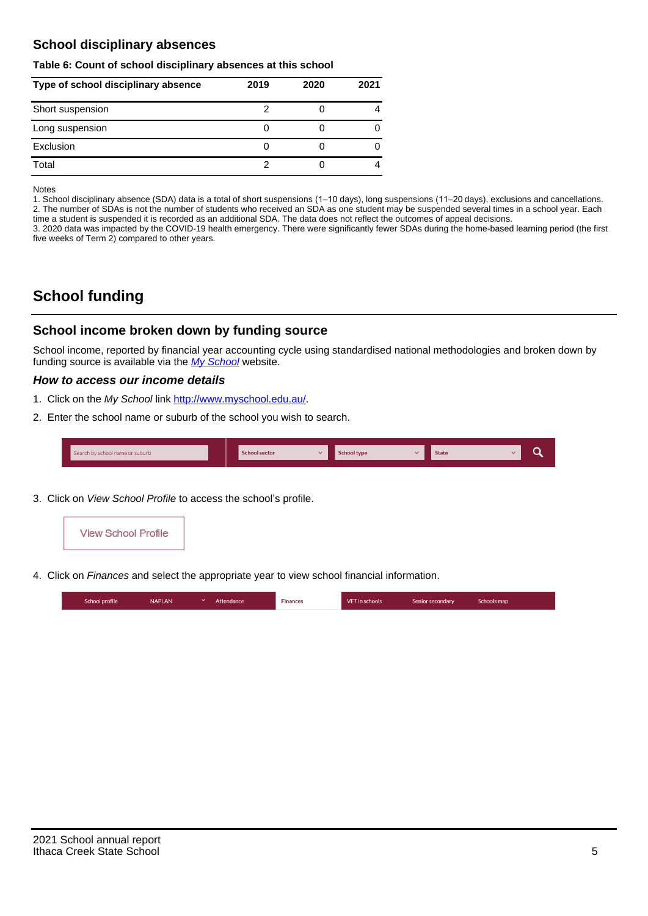## School disciplinary absences

**Table 6: Count of school disciplinary absences at this school**

| Type of school disciplinary absence | 2019 | 2020 | 2021 |
|---|---|---|---|
| Short suspension | 2 | 0 | 4 |
| Long suspension | 0 | 0 | 0 |
| Exclusion | 0 | 0 | 0 |
| Total | 2 | 0 | 4 |

Notes

1. School disciplinary absence (SDA) data is a total of short suspensions (1–10 days), long suspensions (11–20 days), exclusions and cancellations.
2. The number of SDAs is not the number of students who received an SDA as one student may be suspended several times in a school year. Each time a student is suspended it is recorded as an additional SDA. The data does not reflect the outcomes of appeal decisions.
3. 2020 data was impacted by the COVID-19 health emergency. There were significantly fewer SDAs during the home-based learning period (the first five weeks of Term 2) compared to other years.

# School funding

## School income broken down by funding source

School income, reported by financial year accounting cycle using standardised national methodologies and broken down by funding source is available via the *My School* website.

### *How to access our income details*

1. Click on the *My School* link http://www.myschool.edu.au/.
2. Enter the school name or suburb of the school you wish to search.

Search by school name or suburb | School sector | School type | State

3. Click on *View School Profile* to access the school's profile.

View School Profile

4. Click on *Finances* and select the appropriate year to view school financial information.

School profile | NAPLAN | Attendance | Finances | VET in schools | Senior secondary | Schools map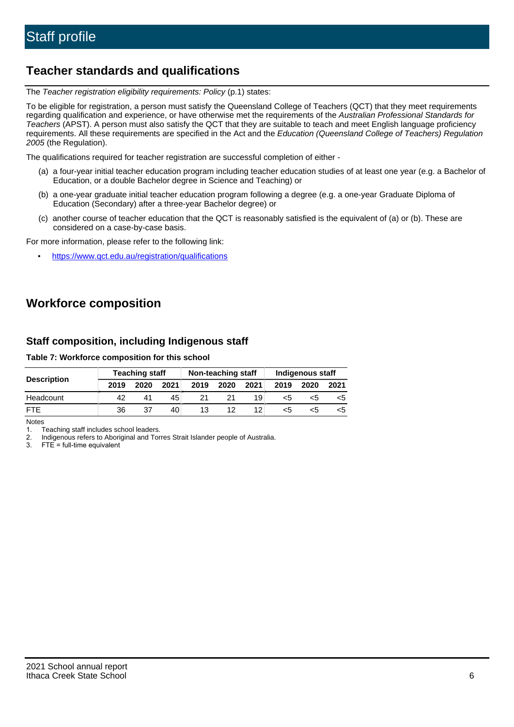# Staff profile

## Teacher standards and qualifications

The *Teacher registration eligibility requirements: Policy* (p.1) states:

To be eligible for registration, a person must satisfy the Queensland College of Teachers (QCT) that they meet requirements regarding qualification and experience, or have otherwise met the requirements of the *Australian Professional Standards for Teachers* (APST). A person must also satisfy the QCT that they are suitable to teach and meet English language proficiency requirements. All these requirements are specified in the Act and the *Education (Queensland College of Teachers) Regulation 2005* (the Regulation).

The qualifications required for teacher registration are successful completion of either -

(a) a four-year initial teacher education program including teacher education studies of at least one year (e.g. a Bachelor of Education, or a double Bachelor degree in Science and Teaching) or

(b) a one-year graduate initial teacher education program following a degree (e.g. a one-year Graduate Diploma of Education (Secondary) after a three-year Bachelor degree) or

(c) another course of teacher education that the QCT is reasonably satisfied is the equivalent of (a) or (b). These are considered on a case-by-case basis.

For more information, please refer to the following link:

- https://www.qct.edu.au/registration/qualifications

## Workforce composition

### Staff composition, including Indigenous staff

**Table 7: Workforce composition for this school**

| Description | Teaching staff | | | Non-teaching staff | | | Indigenous staff | | |
|---|---|---|---|---|---|---|---|---|---|
| | 2019 | 2020 | 2021 | 2019 | 2020 | 2021 | 2019 | 2020 | 2021 |
| Headcount | 42 | 41 | 45 | 21 | 21 | 19 | <5 | <5 | <5 |
| FTE | 36 | 37 | 40 | 13 | 12 | 12 | <5 | <5 | <5 |

Notes
1. Teaching staff includes school leaders.
2. Indigenous refers to Aboriginal and Torres Strait Islander people of Australia.
3. FTE = full-time equivalent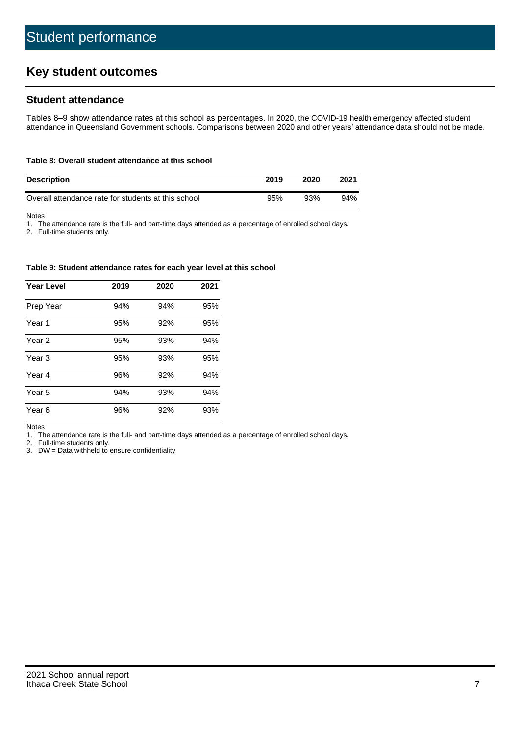# Student performance

## Key student outcomes

### Student attendance

Tables 8–9 show attendance rates at this school as percentages. In 2020, the COVID-19 health emergency affected student attendance in Queensland Government schools. Comparisons between 2020 and other years' attendance data should not be made.

**Table 8: Overall student attendance at this school**

| Description | 2019 | 2020 | 2021 |
|---|---|---|---|
| Overall attendance rate for students at this school | 95% | 93% | 94% |

Notes

1. The attendance rate is the full- and part-time days attended as a percentage of enrolled school days.
2. Full-time students only.

**Table 9: Student attendance rates for each year level at this school**

| Year Level | 2019 | 2020 | 2021 |
|---|---|---|---|
| Prep Year | 94% | 94% | 95% |
| Year 1 | 95% | 92% | 95% |
| Year 2 | 95% | 93% | 94% |
| Year 3 | 95% | 93% | 95% |
| Year 4 | 96% | 92% | 94% |
| Year 5 | 94% | 93% | 94% |
| Year 6 | 96% | 92% | 93% |

Notes

1. The attendance rate is the full- and part-time days attended as a percentage of enrolled school days.
2. Full-time students only.
3. DW = Data withheld to ensure confidentiality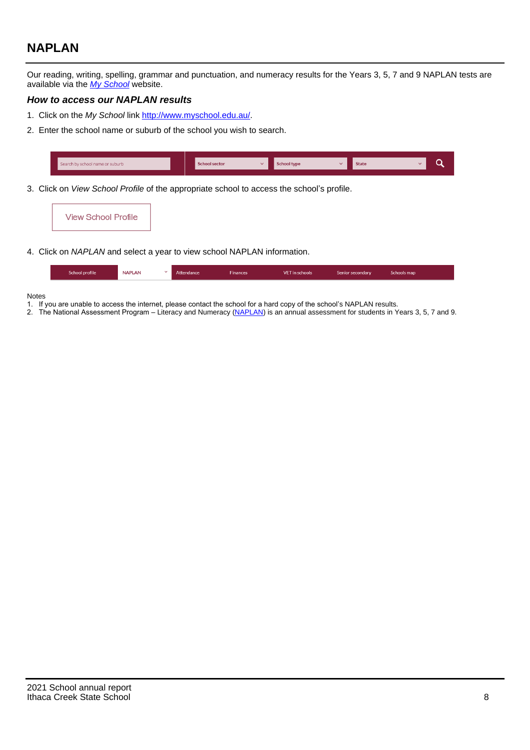## NAPLAN

Our reading, writing, spelling, grammar and punctuation, and numeracy results for the Years 3, 5, 7 and 9 NAPLAN tests are available via the *My School* website.

### *How to access our NAPLAN results*

1. Click on the *My School* link http://www.myschool.edu.au/.
2. Enter the school name or suburb of the school you wish to search.

Search by school name or suburb
School sector
School type
State

3. Click on *View School Profile* of the appropriate school to access the school's profile.

View School Profile

4. Click on *NAPLAN* and select a year to view school NAPLAN information.

School profile
NAPLAN
Attendance
Finances
VET in schools
Senior secondary
Schools map

Notes
1. If you are unable to access the internet, please contact the school for a hard copy of the school's NAPLAN results.
2. The National Assessment Program – Literacy and Numeracy (NAPLAN) is an annual assessment for students in Years 3, 5, 7 and 9.